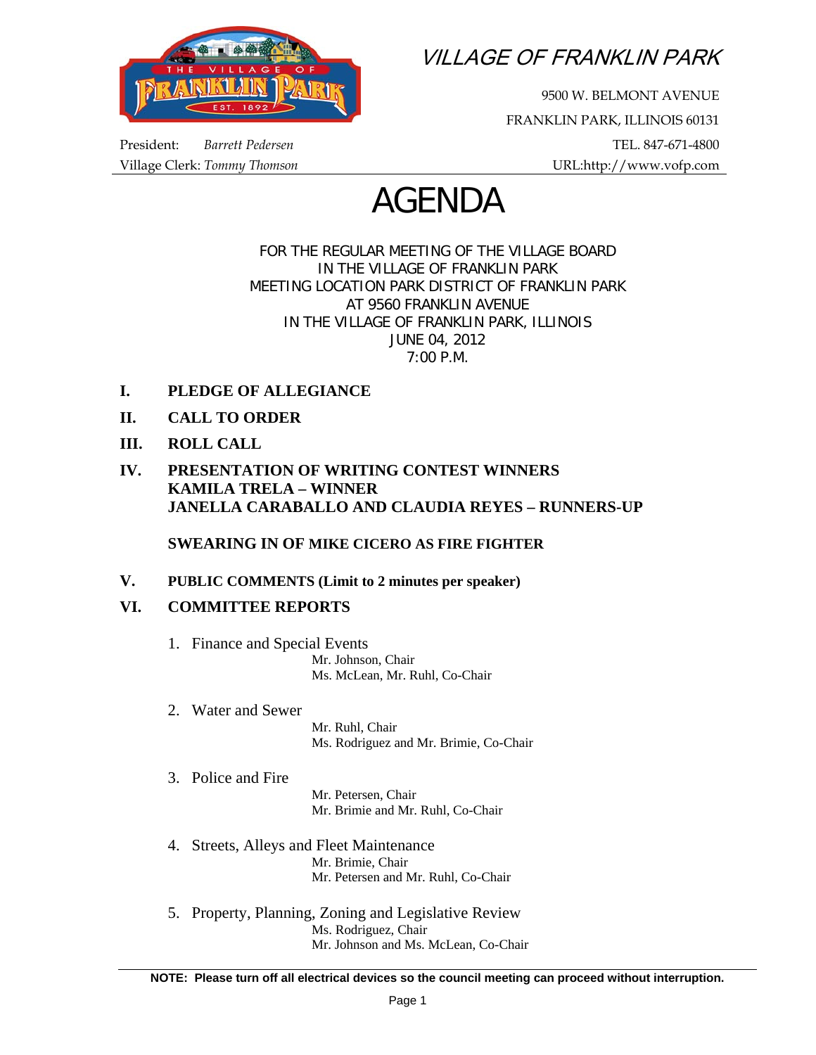# VILLAGE OF FRANKLIN PARK

9500 W. BELMONT AVENUE
FRANKLIN PARK, ILLINOIS 60131
TEL. 847-671-4800
URL:http://www.vofp.com

President: *Barrett Pedersen*
Village Clerk: *Tommy Thomson*

# AGENDA

FOR THE REGULAR MEETING OF THE VILLAGE BOARD
IN THE VILLAGE OF FRANKLIN PARK
MEETING LOCATION PARK DISTRICT OF FRANKLIN PARK
AT 9560 FRANKLIN AVENUE
IN THE VILLAGE OF FRANKLIN PARK, ILLINOIS
JUNE 04, 2012
7:00 P.M.

**I. PLEDGE OF ALLEGIANCE**

**II. CALL TO ORDER**

**III. ROLL CALL**

**IV. PRESENTATION OF WRITING CONTEST WINNERS**
**KAMILA TRELA – WINNER**
**JANELLA CARABALLO AND CLAUDIA REYES – RUNNERS-UP**

**SWEARING IN OF MIKE CICERO AS FIRE FIGHTER**

**V. PUBLIC COMMENTS (Limit to 2 minutes per speaker)**

**VI. COMMITTEE REPORTS**

1. Finance and Special Events
   Mr. Johnson, Chair
   Ms. McLean, Mr. Ruhl, Co-Chair

2. Water and Sewer
   Mr. Ruhl, Chair
   Ms. Rodriguez and Mr. Brimie, Co-Chair

3. Police and Fire
   Mr. Petersen, Chair
   Mr. Brimie and Mr. Ruhl, Co-Chair

4. Streets, Alleys and Fleet Maintenance
   Mr. Brimie, Chair
   Mr. Petersen and Mr. Ruhl, Co-Chair

5. Property, Planning, Zoning and Legislative Review
   Ms. Rodriguez, Chair
   Mr. Johnson and Ms. McLean, Co-Chair

**NOTE: Please turn off all electrical devices so the council meeting can proceed without interruption.**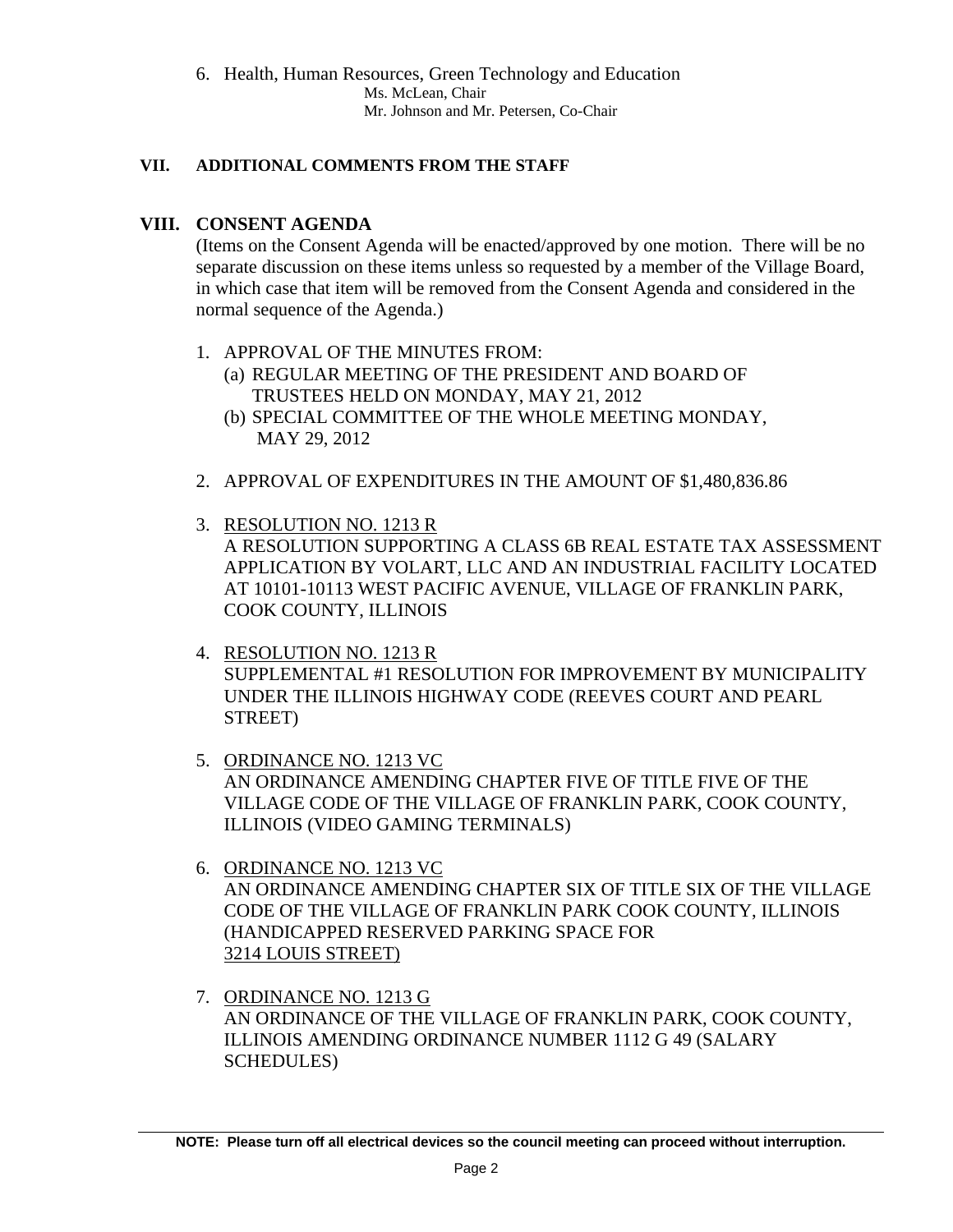6. Health, Human Resources, Green Technology and Education
   Ms. McLean, Chair
   Mr. Johnson and Mr. Petersen, Co-Chair

## VII. ADDITIONAL COMMENTS FROM THE STAFF

## VIII. CONSENT AGENDA

(Items on the Consent Agenda will be enacted/approved by one motion. There will be no separate discussion on these items unless so requested by a member of the Village Board, in which case that item will be removed from the Consent Agenda and considered in the normal sequence of the Agenda.)

1. APPROVAL OF THE MINUTES FROM:
   (a) REGULAR MEETING OF THE PRESIDENT AND BOARD OF TRUSTEES HELD ON MONDAY, MAY 21, 2012
   (b) SPECIAL COMMITTEE OF THE WHOLE MEETING MONDAY, MAY 29, 2012

2. APPROVAL OF EXPENDITURES IN THE AMOUNT OF $1,480,836.86

3. RESOLUTION NO. 1213 R
   A RESOLUTION SUPPORTING A CLASS 6B REAL ESTATE TAX ASSESSMENT APPLICATION BY VOLART, LLC AND AN INDUSTRIAL FACILITY LOCATED AT 10101-10113 WEST PACIFIC AVENUE, VILLAGE OF FRANKLIN PARK, COOK COUNTY, ILLINOIS

4. RESOLUTION NO. 1213 R
   SUPPLEMENTAL #1 RESOLUTION FOR IMPROVEMENT BY MUNICIPALITY UNDER THE ILLINOIS HIGHWAY CODE (REEVES COURT AND PEARL STREET)

5. ORDINANCE NO. 1213 VC
   AN ORDINANCE AMENDING CHAPTER FIVE OF TITLE FIVE OF THE VILLAGE CODE OF THE VILLAGE OF FRANKLIN PARK, COOK COUNTY, ILLINOIS (VIDEO GAMING TERMINALS)

6. ORDINANCE NO. 1213 VC
   AN ORDINANCE AMENDING CHAPTER SIX OF TITLE SIX OF THE VILLAGE CODE OF THE VILLAGE OF FRANKLIN PARK COOK COUNTY, ILLINOIS (HANDICAPPED RESERVED PARKING SPACE FOR 3214 LOUIS STREET)

7. ORDINANCE NO. 1213 G
   AN ORDINANCE OF THE VILLAGE OF FRANKLIN PARK, COOK COUNTY, ILLINOIS AMENDING ORDINANCE NUMBER 1112 G 49 (SALARY SCHEDULES)

**NOTE: Please turn off all electrical devices so the council meeting can proceed without interruption.**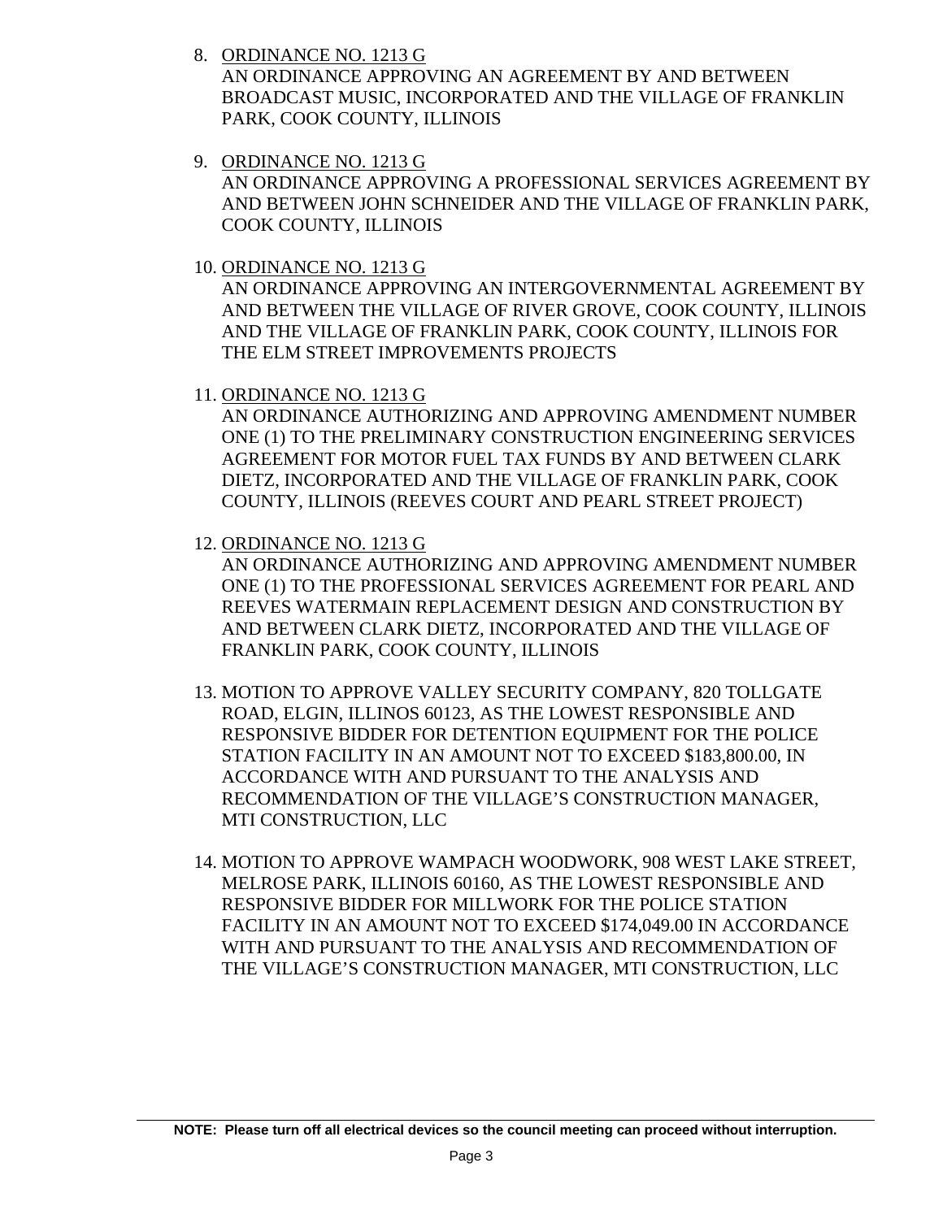8. ORDINANCE NO. 1213 G
   AN ORDINANCE APPROVING AN AGREEMENT BY AND BETWEEN BROADCAST MUSIC, INCORPORATED AND THE VILLAGE OF FRANKLIN PARK, COOK COUNTY, ILLINOIS

9. ORDINANCE NO. 1213 G
   AN ORDINANCE APPROVING A PROFESSIONAL SERVICES AGREEMENT BY AND BETWEEN JOHN SCHNEIDER AND THE VILLAGE OF FRANKLIN PARK, COOK COUNTY, ILLINOIS

10. ORDINANCE NO. 1213 G
    AN ORDINANCE APPROVING AN INTERGOVERNMENTAL AGREEMENT BY AND BETWEEN THE VILLAGE OF RIVER GROVE, COOK COUNTY, ILLINOIS AND THE VILLAGE OF FRANKLIN PARK, COOK COUNTY, ILLINOIS FOR THE ELM STREET IMPROVEMENTS PROJECTS

11. ORDINANCE NO. 1213 G
    AN ORDINANCE AUTHORIZING AND APPROVING AMENDMENT NUMBER ONE (1) TO THE PRELIMINARY CONSTRUCTION ENGINEERING SERVICES AGREEMENT FOR MOTOR FUEL TAX FUNDS BY AND BETWEEN CLARK DIETZ, INCORPORATED AND THE VILLAGE OF FRANKLIN PARK, COOK COUNTY, ILLINOIS (REEVES COURT AND PEARL STREET PROJECT)

12. ORDINANCE NO. 1213 G
    AN ORDINANCE AUTHORIZING AND APPROVING AMENDMENT NUMBER ONE (1) TO THE PROFESSIONAL SERVICES AGREEMENT FOR PEARL AND REEVES WATERMAIN REPLACEMENT DESIGN AND CONSTRUCTION BY AND BETWEEN CLARK DIETZ, INCORPORATED AND THE VILLAGE OF FRANKLIN PARK, COOK COUNTY, ILLINOIS

13. MOTION TO APPROVE VALLEY SECURITY COMPANY, 820 TOLLGATE ROAD, ELGIN, ILLINOS 60123, AS THE LOWEST RESPONSIBLE AND RESPONSIVE BIDDER FOR DETENTION EQUIPMENT FOR THE POLICE STATION FACILITY IN AN AMOUNT NOT TO EXCEED $183,800.00, IN ACCORDANCE WITH AND PURSUANT TO THE ANALYSIS AND RECOMMENDATION OF THE VILLAGE'S CONSTRUCTION MANAGER, MTI CONSTRUCTION, LLC

14. MOTION TO APPROVE WAMPACH WOODWORK, 908 WEST LAKE STREET, MELROSE PARK, ILLINOIS 60160, AS THE LOWEST RESPONSIBLE AND RESPONSIVE BIDDER FOR MILLWORK FOR THE POLICE STATION FACILITY IN AN AMOUNT NOT TO EXCEED $174,049.00 IN ACCORDANCE WITH AND PURSUANT TO THE ANALYSIS AND RECOMMENDATION OF THE VILLAGE'S CONSTRUCTION MANAGER, MTI CONSTRUCTION, LLC

**NOTE: Please turn off all electrical devices so the council meeting can proceed without interruption.**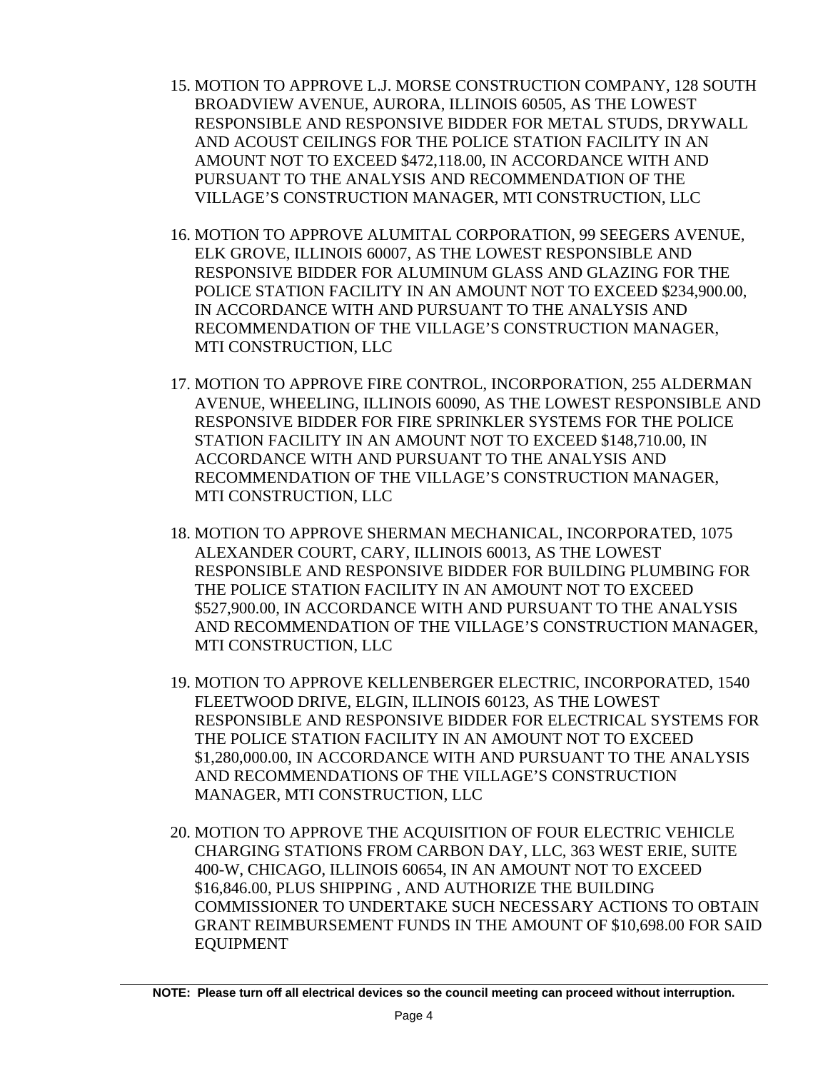15. MOTION TO APPROVE L.J. MORSE CONSTRUCTION COMPANY, 128 SOUTH BROADVIEW AVENUE, AURORA, ILLINOIS 60505, AS THE LOWEST RESPONSIBLE AND RESPONSIVE BIDDER FOR METAL STUDS, DRYWALL AND ACOUST CEILINGS FOR THE POLICE STATION FACILITY IN AN AMOUNT NOT TO EXCEED $472,118.00, IN ACCORDANCE WITH AND PURSUANT TO THE ANALYSIS AND RECOMMENDATION OF THE VILLAGE'S CONSTRUCTION MANAGER, MTI CONSTRUCTION, LLC

16. MOTION TO APPROVE ALUMITAL CORPORATION, 99 SEEGERS AVENUE, ELK GROVE, ILLINOIS 60007, AS THE LOWEST RESPONSIBLE AND RESPONSIVE BIDDER FOR ALUMINUM GLASS AND GLAZING FOR THE POLICE STATION FACILITY IN AN AMOUNT NOT TO EXCEED $234,900.00, IN ACCORDANCE WITH AND PURSUANT TO THE ANALYSIS AND RECOMMENDATION OF THE VILLAGE'S CONSTRUCTION MANAGER, MTI CONSTRUCTION, LLC

17. MOTION TO APPROVE FIRE CONTROL, INCORPORATION, 255 ALDERMAN AVENUE, WHEELING, ILLINOIS 60090, AS THE LOWEST RESPONSIBLE AND RESPONSIVE BIDDER FOR FIRE SPRINKLER SYSTEMS FOR THE POLICE STATION FACILITY IN AN AMOUNT NOT TO EXCEED $148,710.00, IN ACCORDANCE WITH AND PURSUANT TO THE ANALYSIS AND RECOMMENDATION OF THE VILLAGE'S CONSTRUCTION MANAGER, MTI CONSTRUCTION, LLC

18. MOTION TO APPROVE SHERMAN MECHANICAL, INCORPORATED, 1075 ALEXANDER COURT, CARY, ILLINOIS 60013, AS THE LOWEST RESPONSIBLE AND RESPONSIVE BIDDER FOR BUILDING PLUMBING FOR THE POLICE STATION FACILITY IN AN AMOUNT NOT TO EXCEED $527,900.00, IN ACCORDANCE WITH AND PURSUANT TO THE ANALYSIS AND RECOMMENDATION OF THE VILLAGE'S CONSTRUCTION MANAGER, MTI CONSTRUCTION, LLC

19. MOTION TO APPROVE KELLENBERGER ELECTRIC, INCORPORATED, 1540 FLEETWOOD DRIVE, ELGIN, ILLINOIS 60123, AS THE LOWEST RESPONSIBLE AND RESPONSIVE BIDDER FOR ELECTRICAL SYSTEMS FOR THE POLICE STATION FACILITY IN AN AMOUNT NOT TO EXCEED $1,280,000.00, IN ACCORDANCE WITH AND PURSUANT TO THE ANALYSIS AND RECOMMENDATIONS OF THE VILLAGE'S CONSTRUCTION MANAGER, MTI CONSTRUCTION, LLC

20. MOTION TO APPROVE THE ACQUISITION OF FOUR ELECTRIC VEHICLE CHARGING STATIONS FROM CARBON DAY, LLC, 363 WEST ERIE, SUITE 400-W, CHICAGO, ILLINOIS 60654, IN AN AMOUNT NOT TO EXCEED $16,846.00, PLUS SHIPPING , AND AUTHORIZE THE BUILDING COMMISSIONER TO UNDERTAKE SUCH NECESSARY ACTIONS TO OBTAIN GRANT REIMBURSEMENT FUNDS IN THE AMOUNT OF $10,698.00 FOR SAID EQUIPMENT

**NOTE: Please turn off all electrical devices so the council meeting can proceed without interruption.**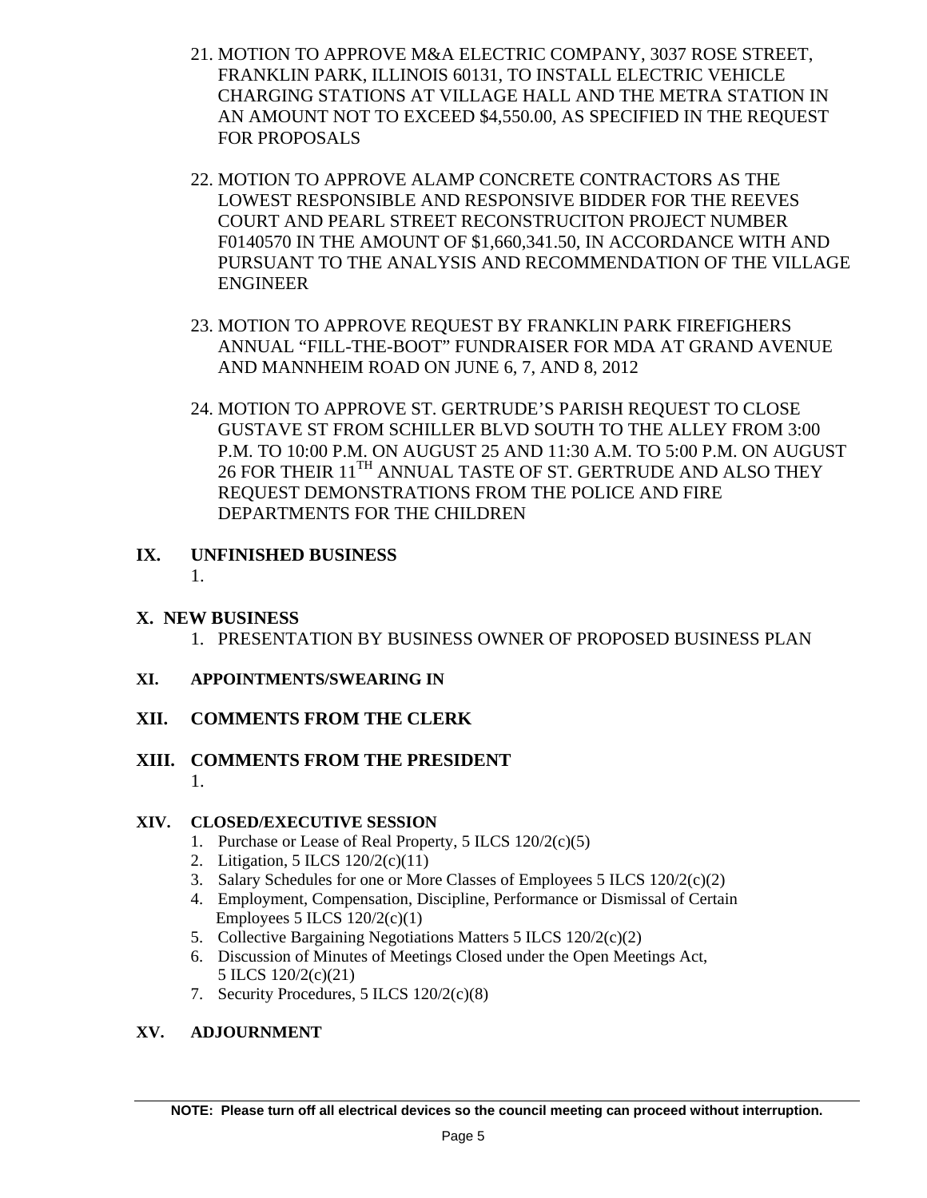21. MOTION TO APPROVE M&A ELECTRIC COMPANY, 3037 ROSE STREET, FRANKLIN PARK, ILLINOIS 60131, TO INSTALL ELECTRIC VEHICLE CHARGING STATIONS AT VILLAGE HALL AND THE METRA STATION IN AN AMOUNT NOT TO EXCEED $4,550.00, AS SPECIFIED IN THE REQUEST FOR PROPOSALS

22. MOTION TO APPROVE ALAMP CONCRETE CONTRACTORS AS THE LOWEST RESPONSIBLE AND RESPONSIVE BIDDER FOR THE REEVES COURT AND PEARL STREET RECONSTRUCITON PROJECT NUMBER F0140570 IN THE AMOUNT OF $1,660,341.50, IN ACCORDANCE WITH AND PURSUANT TO THE ANALYSIS AND RECOMMENDATION OF THE VILLAGE ENGINEER

23. MOTION TO APPROVE REQUEST BY FRANKLIN PARK FIREFIGHERS ANNUAL "FILL-THE-BOOT" FUNDRAISER FOR MDA AT GRAND AVENUE AND MANNHEIM ROAD ON JUNE 6, 7, AND 8, 2012

24. MOTION TO APPROVE ST. GERTRUDE'S PARISH REQUEST TO CLOSE GUSTAVE ST FROM SCHILLER BLVD SOUTH TO THE ALLEY FROM 3:00 P.M. TO 10:00 P.M. ON AUGUST 25 AND 11:30 A.M. TO 5:00 P.M. ON AUGUST 26 FOR THEIR 11TH ANNUAL TASTE OF ST. GERTRUDE AND ALSO THEY REQUEST DEMONSTRATIONS FROM THE POLICE AND FIRE DEPARTMENTS FOR THE CHILDREN

## IX. UNFINISHED BUSINESS

1.

## X. NEW BUSINESS

1. PRESENTATION BY BUSINESS OWNER OF PROPOSED BUSINESS PLAN

## XI. APPOINTMENTS/SWEARING IN

## XII. COMMENTS FROM THE CLERK

## XIII. COMMENTS FROM THE PRESIDENT

1.

## XIV. CLOSED/EXECUTIVE SESSION

1. Purchase or Lease of Real Property, 5 ILCS 120/2(c)(5)
2. Litigation, 5 ILCS 120/2(c)(11)
3. Salary Schedules for one or More Classes of Employees 5 ILCS 120/2(c)(2)
4. Employment, Compensation, Discipline, Performance or Dismissal of Certain Employees 5 ILCS 120/2(c)(1)
5. Collective Bargaining Negotiations Matters 5 ILCS 120/2(c)(2)
6. Discussion of Minutes of Meetings Closed under the Open Meetings Act, 5 ILCS 120/2(c)(21)
7. Security Procedures, 5 ILCS 120/2(c)(8)

## XV. ADJOURNMENT

**NOTE: Please turn off all electrical devices so the council meeting can proceed without interruption.**